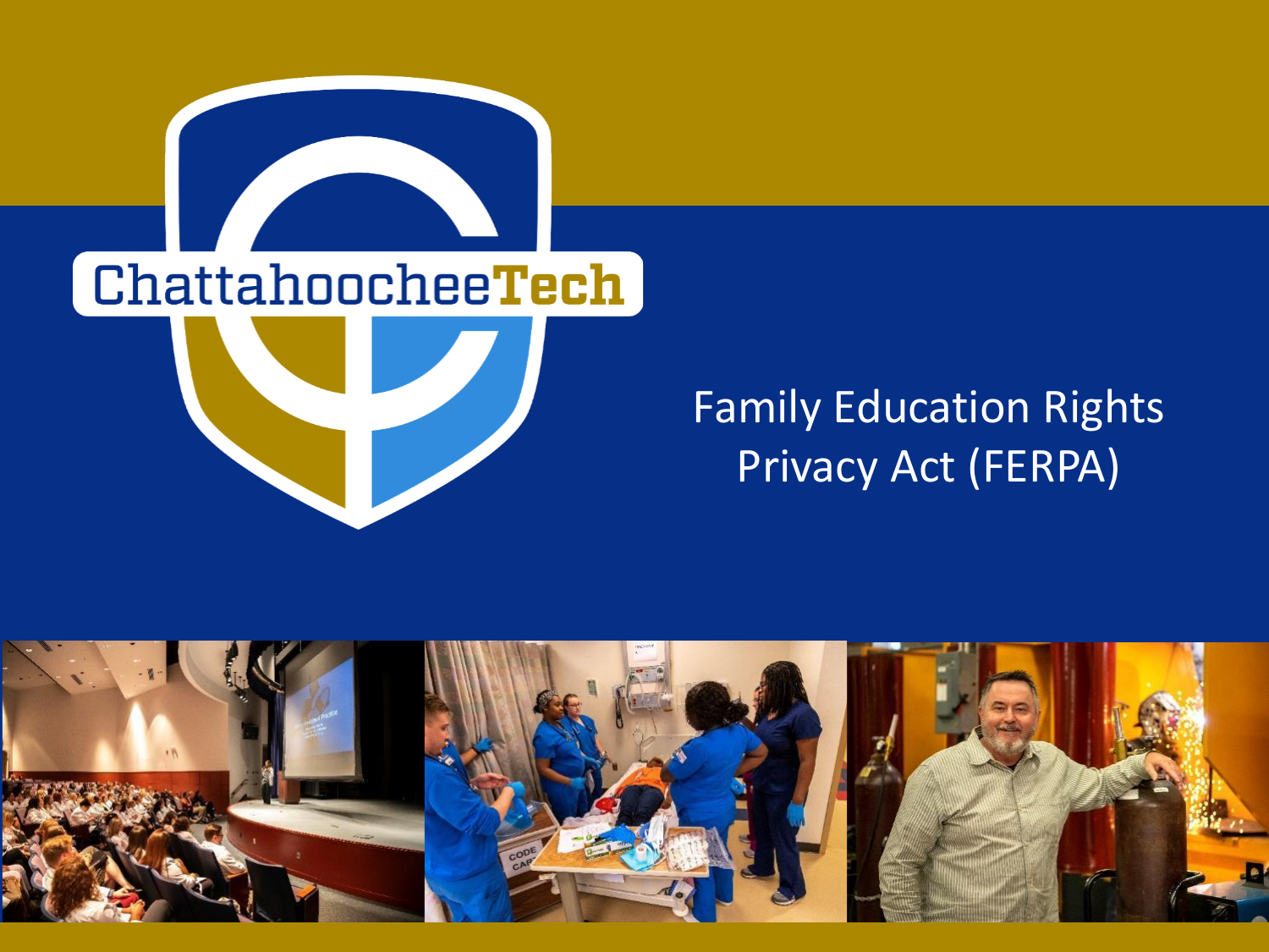ChattahoocheeTech

# Family Education Rights Privacy Act (FERPA)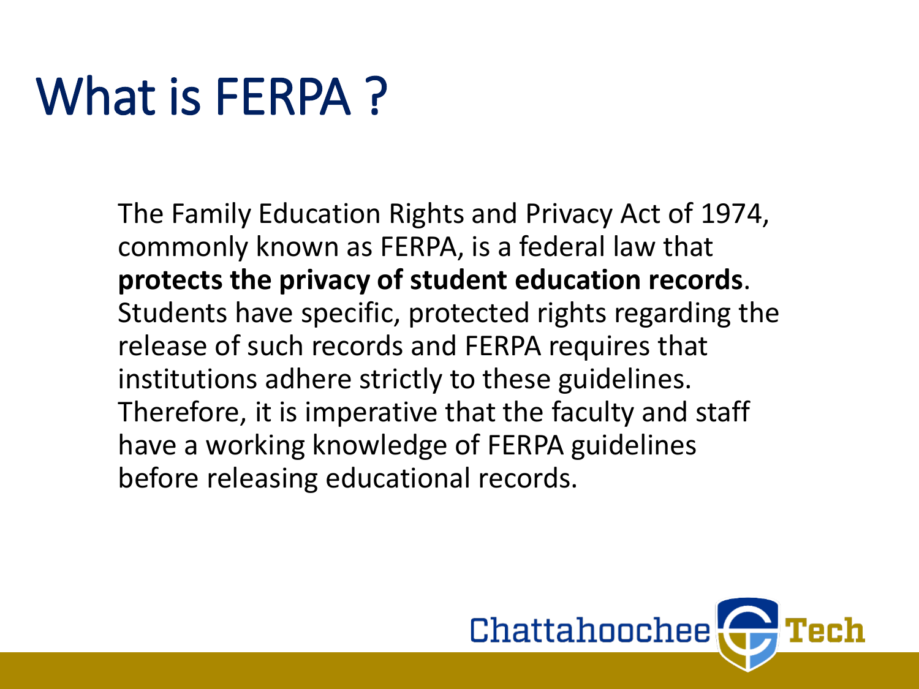# What is FERPA ?

The Family Education Rights and Privacy Act of 1974, commonly known as FERPA, is a federal law that **protects the privacy of student education records**. Students have specific, protected rights regarding the release of such records and FERPA requires that institutions adhere strictly to these guidelines. Therefore, it is imperative that the faculty and staff have a working knowledge of FERPA guidelines before releasing educational records.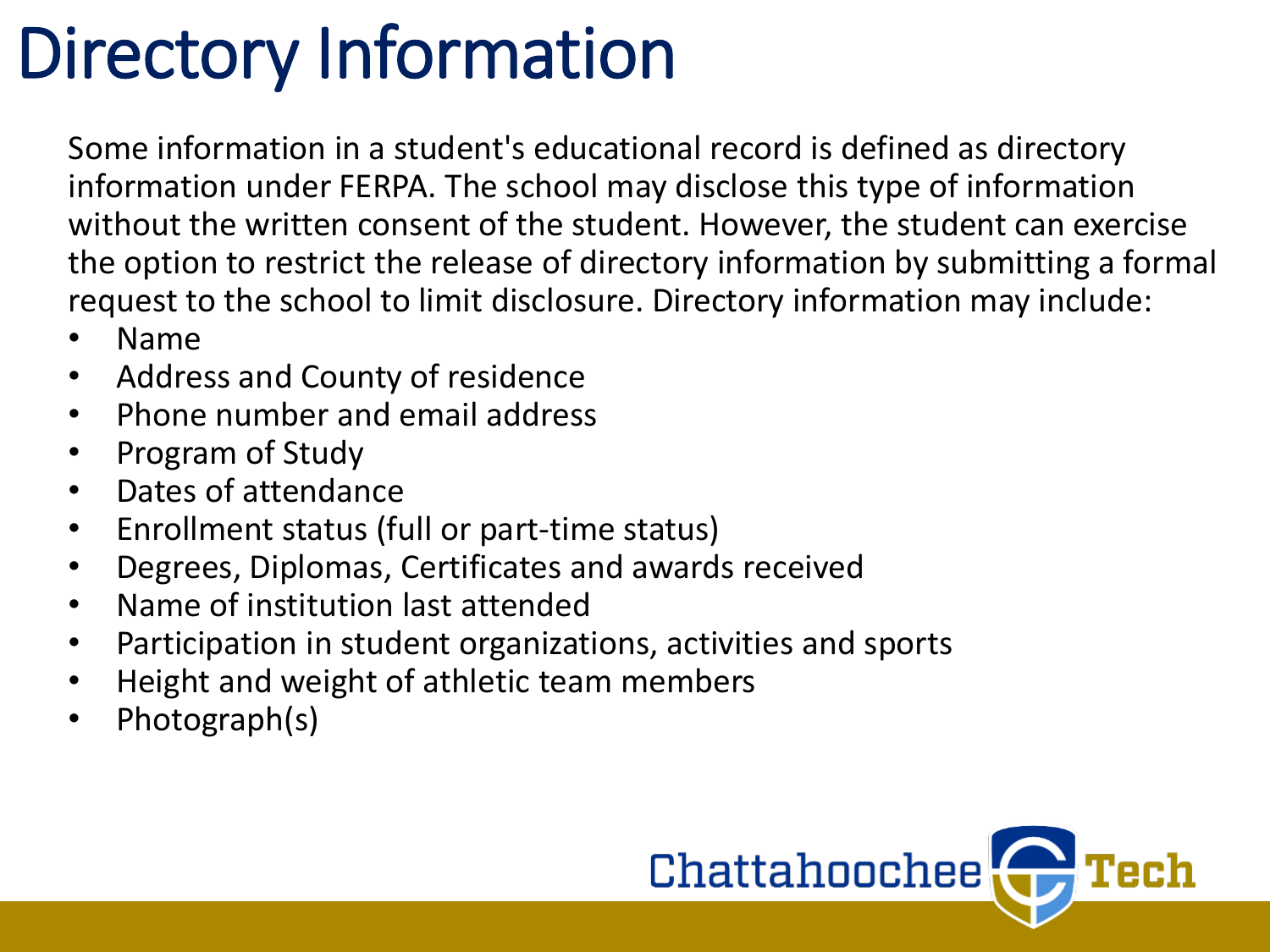# Directory Information

Some information in a student's educational record is defined as directory information under FERPA. The school may disclose this type of information without the written consent of the student. However, the student can exercise the option to restrict the release of directory information by submitting a formal request to the school to limit disclosure. Directory information may include:

- Name
- Address and County of residence
- Phone number and email address
- Program of Study
- Dates of attendance
- Enrollment status (full or part-time status)
- Degrees, Diplomas, Certificates and awards received
- Name of institution last attended
- Participation in student organizations, activities and sports
- Height and weight of athletic team members
- Photograph(s)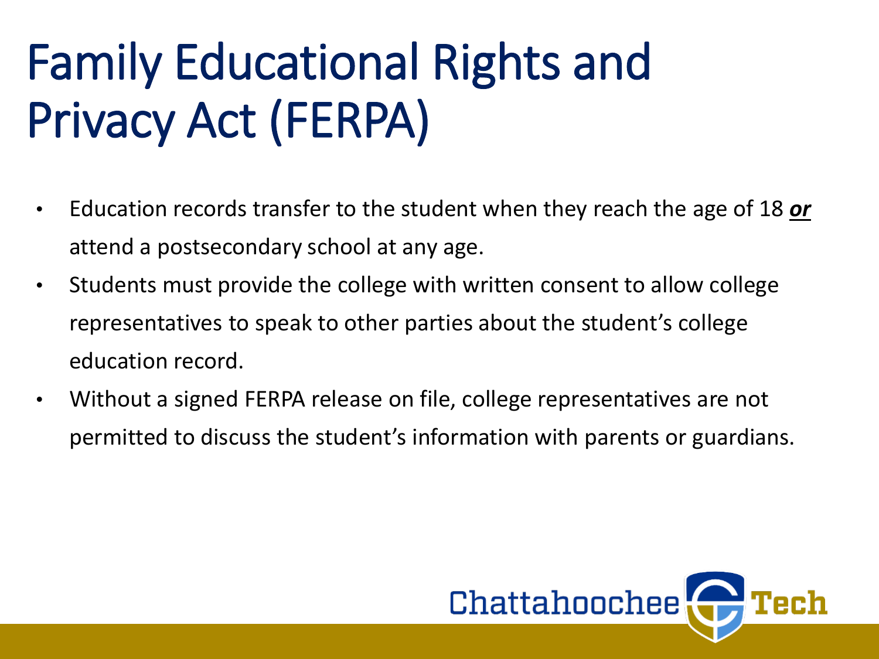# Family Educational Rights and Privacy Act (FERPA)

- Education records transfer to the student when they reach the age of 18 ***or*** attend a postsecondary school at any age.
- Students must provide the college with written consent to allow college representatives to speak to other parties about the student's college education record.
- Without a signed FERPA release on file, college representatives are not permitted to discuss the student's information with parents or guardians.

Chattahoochee Tech